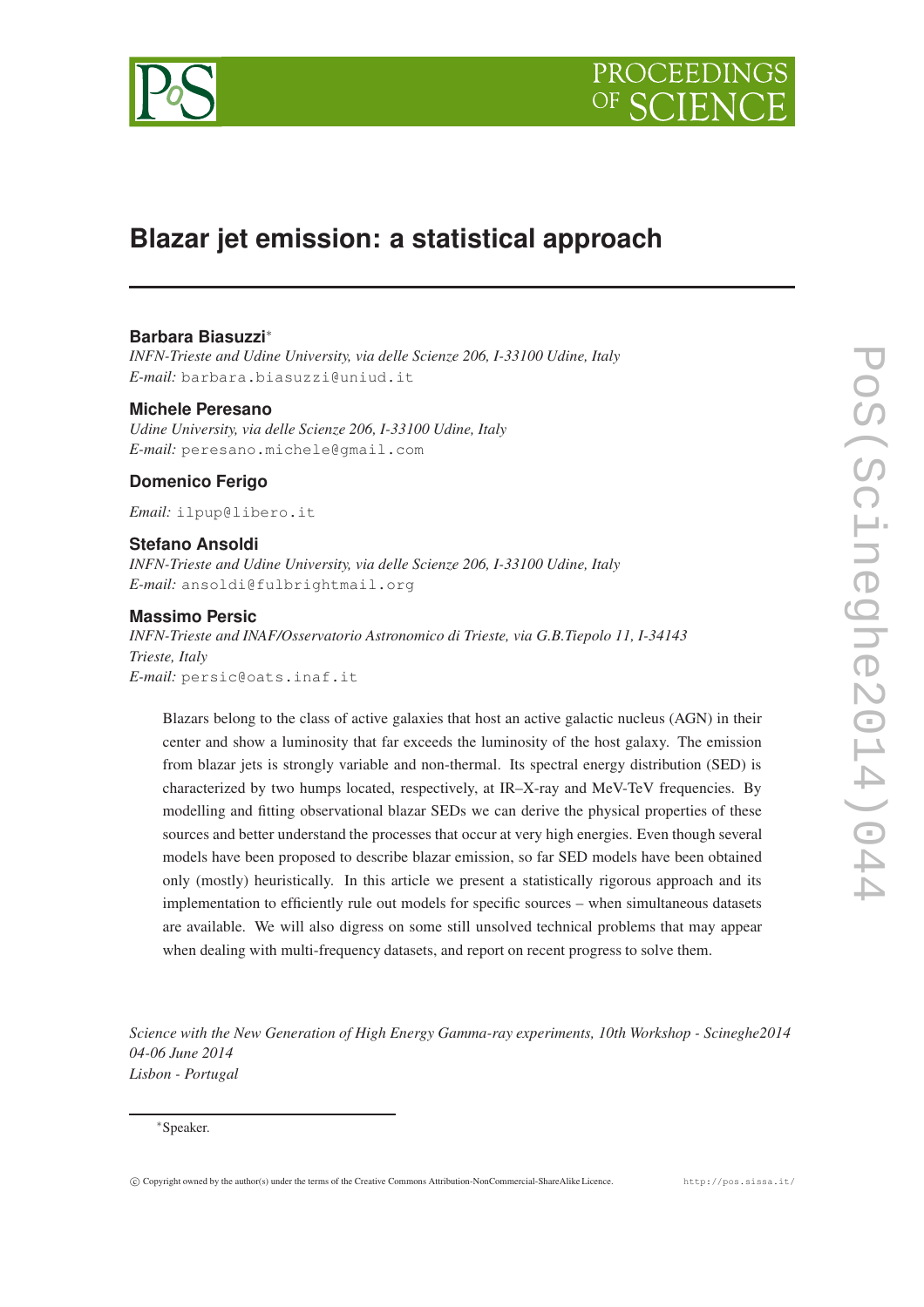# Blazar jet emission: a statistical approach

**Barbara Biasuzzi***
*INFN-Trieste and Udine University, via delle Scienze 206, I-33100 Udine, Italy*
*E-mail:* barbara.biasuzzi@uniud.it

**Michele Peresano**
*Udine University, via delle Scienze 206, I-33100 Udine, Italy*
*E-mail:* peresano.michele@gmail.com

**Domenico Ferigo**
*Email:* ilpup@libero.it

**Stefano Ansoldi**
*INFN-Trieste and Udine University, via delle Scienze 206, I-33100 Udine, Italy*
*E-mail:* ansoldi@fulbrightmail.org

**Massimo Persic**
*INFN-Trieste and INAF/Osservatorio Astronomico di Trieste, via G.B.Tiepolo 11, I-34143 Trieste, Italy*
*E-mail:* persic@oats.inaf.it

Blazars belong to the class of active galaxies that host an active galactic nucleus (AGN) in their center and show a luminosity that far exceeds the luminosity of the host galaxy. The emission from blazar jets is strongly variable and non-thermal. Its spectral energy distribution (SED) is characterized by two humps located, respectively, at IR–X-ray and MeV-TeV frequencies. By modelling and fitting observational blazar SEDs we can derive the physical properties of these sources and better understand the processes that occur at very high energies. Even though several models have been proposed to describe blazar emission, so far SED models have been obtained only (mostly) heuristically. In this article we present a statistically rigorous approach and its implementation to efficiently rule out models for specific sources – when simultaneous datasets are available. We will also digress on some still unsolved technical problems that may appear when dealing with multi-frequency datasets, and report on recent progress to solve them.

*Science with the New Generation of High Energy Gamma-ray experiments, 10th Workshop - Scineghe2014*
*04-06 June 2014*
*Lisbon - Portugal*

*Speaker.

© Copyright owned by the author(s) under the terms of the Creative Commons Attribution-NonCommercial-ShareAlike Licence. http://pos.sissa.it/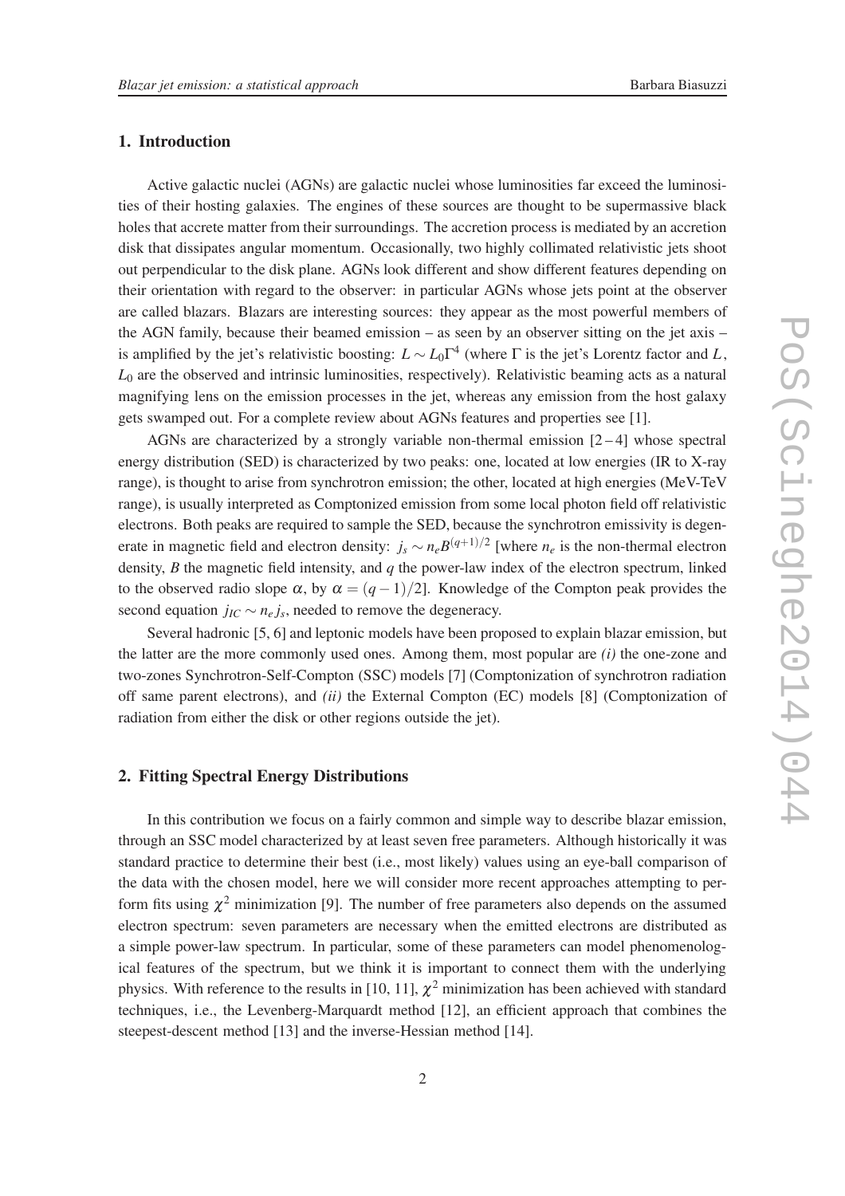## 1. Introduction

Active galactic nuclei (AGNs) are galactic nuclei whose luminosities far exceed the luminosities of their hosting galaxies. The engines of these sources are thought to be supermassive black holes that accrete matter from their surroundings. The accretion process is mediated by an accretion disk that dissipates angular momentum. Occasionally, two highly collimated relativistic jets shoot out perpendicular to the disk plane. AGNs look different and show different features depending on their orientation with regard to the observer: in particular AGNs whose jets point at the observer are called blazars. Blazars are interesting sources: they appear as the most powerful members of the AGN family, because their beamed emission – as seen by an observer sitting on the jet axis – is amplified by the jet's relativistic boosting: $L \sim L_0 \Gamma^4$ (where $\Gamma$ is the jet's Lorentz factor and $L$, $L_0$ are the observed and intrinsic luminosities, respectively). Relativistic beaming acts as a natural magnifying lens on the emission processes in the jet, whereas any emission from the host galaxy gets swamped out. For a complete review about AGNs features and properties see [1].

AGNs are characterized by a strongly variable non-thermal emission [2 – 4] whose spectral energy distribution (SED) is characterized by two peaks: one, located at low energies (IR to X-ray range), is thought to arise from synchrotron emission; the other, located at high energies (MeV-TeV range), is usually interpreted as Comptonized emission from some local photon field off relativistic electrons. Both peaks are required to sample the SED, because the synchrotron emissivity is degenerate in magnetic field and electron density: $j_s \sim n_e B^{(q+1)/2}$ [where $n_e$ is the non-thermal electron density, $B$ the magnetic field intensity, and $q$ the power-law index of the electron spectrum, linked to the observed radio slope $\alpha$, by $\alpha = (q-1)/2$]. Knowledge of the Compton peak provides the second equation $j_{IC} \sim n_e j_s$, needed to remove the degeneracy.

Several hadronic [5, 6] and leptonic models have been proposed to explain blazar emission, but the latter are the more commonly used ones. Among them, most popular are *(i)* the one-zone and two-zones Synchrotron-Self-Compton (SSC) models [7] (Comptonization of synchrotron radiation off same parent electrons), and *(ii)* the External Compton (EC) models [8] (Comptonization of radiation from either the disk or other regions outside the jet).

## 2. Fitting Spectral Energy Distributions

In this contribution we focus on a fairly common and simple way to describe blazar emission, through an SSC model characterized by at least seven free parameters. Although historically it was standard practice to determine their best (i.e., most likely) values using an eye-ball comparison of the data with the chosen model, here we will consider more recent approaches attempting to perform fits using $\chi^2$ minimization [9]. The number of free parameters also depends on the assumed electron spectrum: seven parameters are necessary when the emitted electrons are distributed as a simple power-law spectrum. In particular, some of these parameters can model phenomenological features of the spectrum, but we think it is important to connect them with the underlying physics. With reference to the results in [10, 11], $\chi^2$ minimization has been achieved with standard techniques, i.e., the Levenberg-Marquardt method [12], an efficient approach that combines the steepest-descent method [13] and the inverse-Hessian method [14].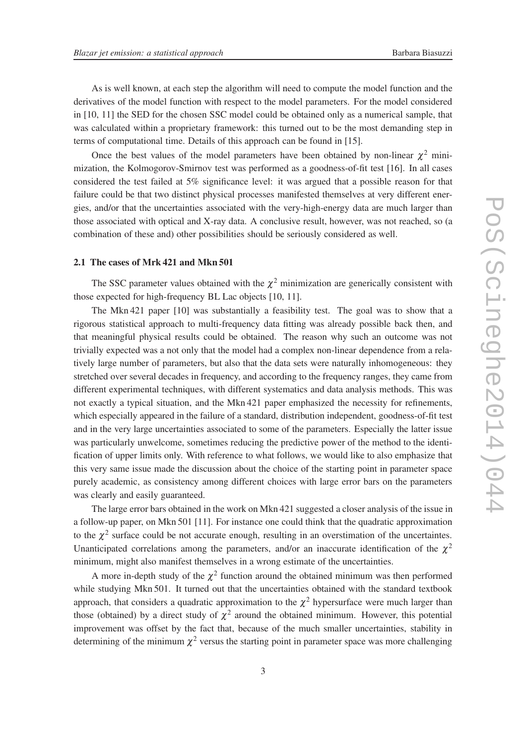As is well known, at each step the algorithm will need to compute the model function and the derivatives of the model function with respect to the model parameters. For the model considered in [10, 11] the SED for the chosen SSC model could be obtained only as a numerical sample, that was calculated within a proprietary framework: this turned out to be the most demanding step in terms of computational time. Details of this approach can be found in [15].

Once the best values of the model parameters have been obtained by non-linear $\chi^2$ minimization, the Kolmogorov-Smirnov test was performed as a goodness-of-fit test [16]. In all cases considered the test failed at 5% significance level: it was argued that a possible reason for that failure could be that two distinct physical processes manifested themselves at very different energies, and/or that the uncertainties associated with the very-high-energy data are much larger than those associated with optical and X-ray data. A conclusive result, however, was not reached, so (a combination of these and) other possibilities should be seriously considered as well.

### 2.1 The cases of Mrk 421 and Mkn 501

The SSC parameter values obtained with the $\chi^2$ minimization are generically consistent with those expected for high-frequency BL Lac objects [10, 11].

The Mkn 421 paper [10] was substantially a feasibility test. The goal was to show that a rigorous statistical approach to multi-frequency data fitting was already possible back then, and that meaningful physical results could be obtained. The reason why such an outcome was not trivially expected was a not only that the model had a complex non-linear dependence from a relatively large number of parameters, but also that the data sets were naturally inhomogeneous: they stretched over several decades in frequency, and according to the frequency ranges, they came from different experimental techniques, with different systematics and data analysis methods. This was not exactly a typical situation, and the Mkn 421 paper emphasized the necessity for refinements, which especially appeared in the failure of a standard, distribution independent, goodness-of-fit test and in the very large uncertainties associated to some of the parameters. Especially the latter issue was particularly unwelcome, sometimes reducing the predictive power of the method to the identification of upper limits only. With reference to what follows, we would like to also emphasize that this very same issue made the discussion about the choice of the starting point in parameter space purely academic, as consistency among different choices with large error bars on the parameters was clearly and easily guaranteed.

The large error bars obtained in the work on Mkn 421 suggested a closer analysis of the issue in a follow-up paper, on Mkn 501 [11]. For instance one could think that the quadratic approximation to the $\chi^2$ surface could be not accurate enough, resulting in an overstimation of the uncertaintes. Unanticipated correlations among the parameters, and/or an inaccurate identification of the $\chi^2$ minimum, might also manifest themselves in a wrong estimate of the uncertainties.

A more in-depth study of the $\chi^2$ function around the obtained minimum was then performed while studying Mkn 501. It turned out that the uncertainties obtained with the standard textbook approach, that considers a quadratic approximation to the $\chi^2$ hypersurface were much larger than those (obtained) by a direct study of $\chi^2$ around the obtained minimum. However, this potential improvement was offset by the fact that, because of the much smaller uncertainties, stability in determining of the minimum $\chi^2$ versus the starting point in parameter space was more challenging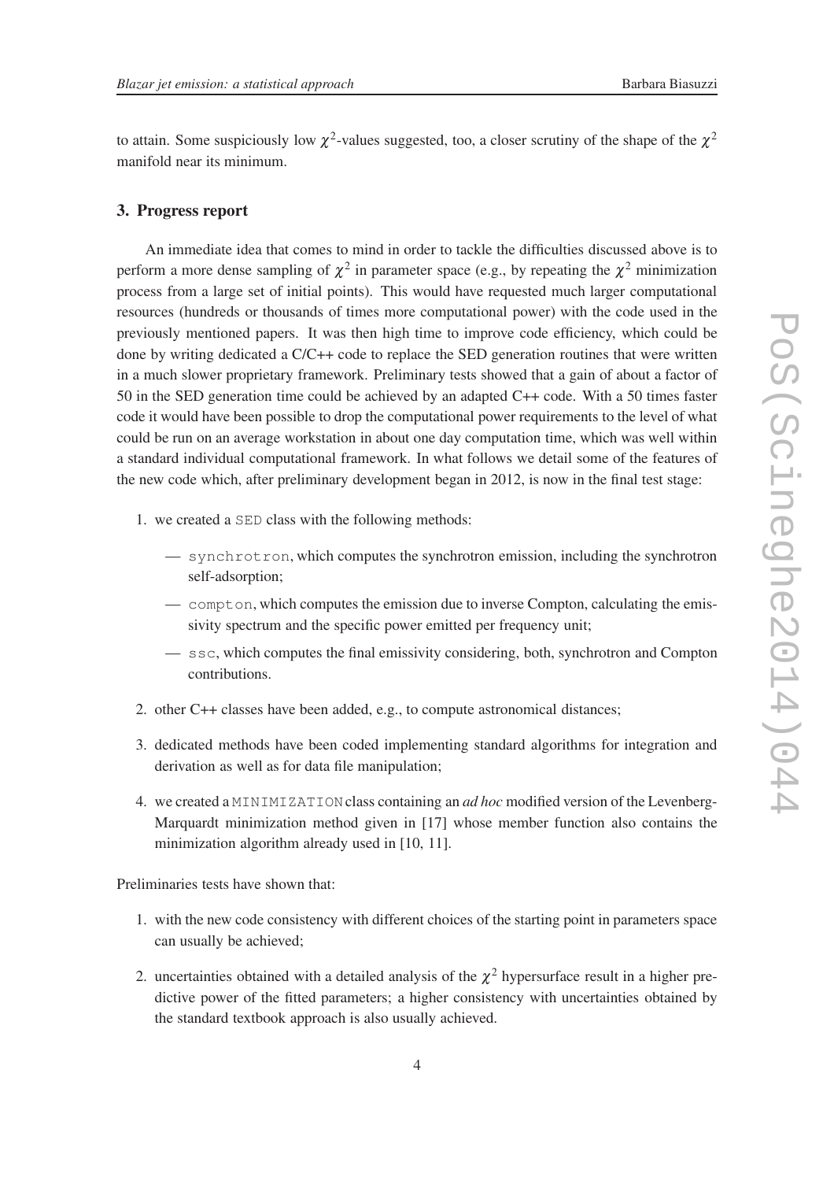to attain. Some suspiciously low $\chi^2$-values suggested, too, a closer scrutiny of the shape of the $\chi^2$ manifold near its minimum.

## 3. Progress report

An immediate idea that comes to mind in order to tackle the difficulties discussed above is to perform a more dense sampling of $\chi^2$ in parameter space (e.g., by repeating the $\chi^2$ minimization process from a large set of initial points). This would have requested much larger computational resources (hundreds or thousands of times more computational power) with the code used in the previously mentioned papers. It was then high time to improve code efficiency, which could be done by writing dedicated a C/C++ code to replace the SED generation routines that were written in a much slower proprietary framework. Preliminary tests showed that a gain of about a factor of 50 in the SED generation time could be achieved by an adapted C++ code. With a 50 times faster code it would have been possible to drop the computational power requirements to the level of what could be run on an average workstation in about one day computation time, which was well within a standard individual computational framework. In what follows we detail some of the features of the new code which, after preliminary development began in 2012, is now in the final test stage:

1. we created a `SED` class with the following methods:
   - `synchrotron`, which computes the synchrotron emission, including the synchrotron self-adsorption;
   - `compton`, which computes the emission due to inverse Compton, calculating the emissivity spectrum and the specific power emitted per frequency unit;
   - `ssc`, which computes the final emissivity considering, both, synchrotron and Compton contributions.
2. other C++ classes have been added, e.g., to compute astronomical distances;
3. dedicated methods have been coded implementing standard algorithms for integration and derivation as well as for data file manipulation;
4. we created a `MINIMIZATION` class containing an *ad hoc* modified version of the Levenberg-Marquardt minimization method given in [17] whose member function also contains the minimization algorithm already used in [10, 11].

Preliminaries tests have shown that:

1. with the new code consistency with different choices of the starting point in parameters space can usually be achieved;
2. uncertainties obtained with a detailed analysis of the $\chi^2$ hypersurface result in a higher predictive power of the fitted parameters; a higher consistency with uncertainties obtained by the standard textbook approach is also usually achieved.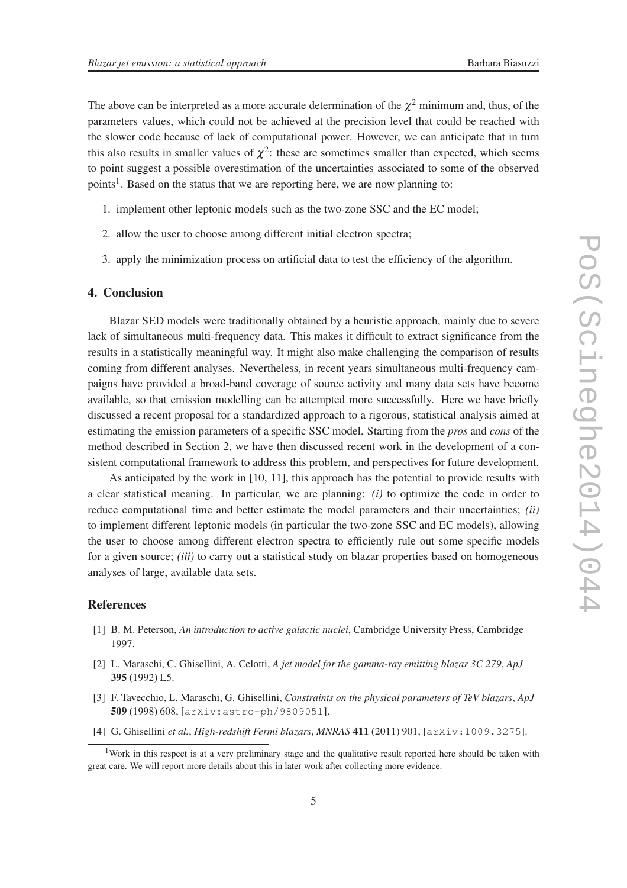The above can be interpreted as a more accurate determination of the $\chi^2$ minimum and, thus, of the parameters values, which could not be achieved at the precision level that could be reached with the slower code because of lack of computational power. However, we can anticipate that in turn this also results in smaller values of $\chi^2$: these are sometimes smaller than expected, which seems to point suggest a possible overestimation of the uncertainties associated to some of the observed points[1]. Based on the status that we are reporting here, we are now planning to:

1. implement other leptonic models such as the two-zone SSC and the EC model;
2. allow the user to choose among different initial electron spectra;
3. apply the minimization process on artificial data to test the efficiency of the algorithm.

## 4. Conclusion

Blazar SED models were traditionally obtained by a heuristic approach, mainly due to severe lack of simultaneous multi-frequency data. This makes it difficult to extract significance from the results in a statistically meaningful way. It might also make challenging the comparison of results coming from different analyses. Nevertheless, in recent years simultaneous multi-frequency campaigns have provided a broad-band coverage of source activity and many data sets have become available, so that emission modelling can be attempted more successfully. Here we have briefly discussed a recent proposal for a standardized approach to a rigorous, statistical analysis aimed at estimating the emission parameters of a specific SSC model. Starting from the *pros* and *cons* of the method described in Section 2, we have then discussed recent work in the development of a consistent computational framework to address this problem, and perspectives for future development.

As anticipated by the work in [10, 11], this approach has the potential to provide results with a clear statistical meaning. In particular, we are planning: *(i)* to optimize the code in order to reduce computational time and better estimate the model parameters and their uncertainties; *(ii)* to implement different leptonic models (in particular the two-zone SSC and EC models), allowing the user to choose among different electron spectra to efficiently rule out some specific models for a given source; *(iii)* to carry out a statistical study on blazar properties based on homogeneous analyses of large, available data sets.

## References

[1] B. M. Peterson, *An introduction to active galactic nuclei*, Cambridge University Press, Cambridge 1997.

[2] L. Maraschi, C. Ghisellini, A. Celotti, *A jet model for the gamma-ray emitting blazar 3C 279*, *ApJ* **395** (1992) L5.

[3] F. Tavecchio, L. Maraschi, G. Ghisellini, *Constraints on the physical parameters of TeV blazars*, *ApJ* **509** (1998) 608, [arXiv:astro-ph/9809051].

[4] G. Ghisellini *et al.*, *High-redshift Fermi blazars*, *MNRAS* **411** (2011) 901, [arXiv:1009.3275].

[1] Work in this respect is at a very preliminary stage and the qualitative result reported here should be taken with great care. We will report more details about this in later work after collecting more evidence.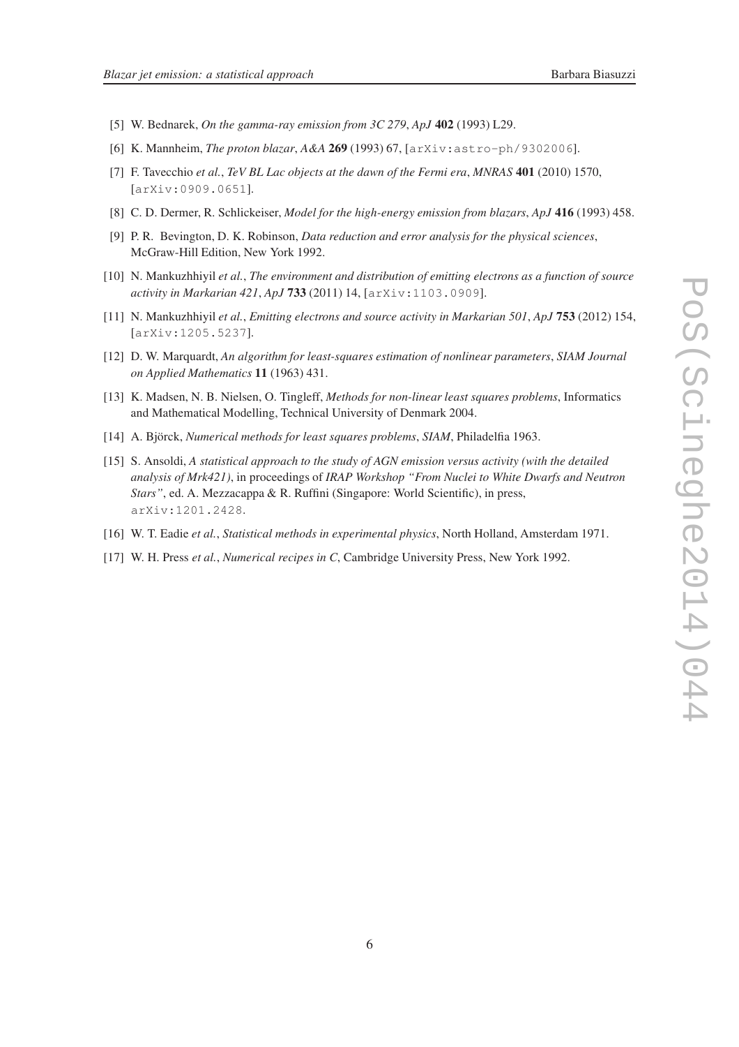[5] W. Bednarek, *On the gamma-ray emission from 3C 279*, *ApJ* **402** (1993) L29.

[6] K. Mannheim, *The proton blazar*, *A&A* **269** (1993) 67, [arXiv:astro-ph/9302006].

[7] F. Tavecchio *et al.*, *TeV BL Lac objects at the dawn of the Fermi era*, *MNRAS* **401** (2010) 1570, [arXiv:0909.0651].

[8] C. D. Dermer, R. Schlickeiser, *Model for the high-energy emission from blazars*, *ApJ* **416** (1993) 458.

[9] P. R. Bevington, D. K. Robinson, *Data reduction and error analysis for the physical sciences*, McGraw-Hill Edition, New York 1992.

[10] N. Mankuzhhiyil *et al.*, *The environment and distribution of emitting electrons as a function of source activity in Markarian 421*, *ApJ* **733** (2011) 14, [arXiv:1103.0909].

[11] N. Mankuzhhiyil *et al.*, *Emitting electrons and source activity in Markarian 501*, *ApJ* **753** (2012) 154, [arXiv:1205.5237].

[12] D. W. Marquardt, *An algorithm for least-squares estimation of nonlinear parameters*, *SIAM Journal on Applied Mathematics* **11** (1963) 431.

[13] K. Madsen, N. B. Nielsen, O. Tingleff, *Methods for non-linear least squares problems*, Informatics and Mathematical Modelling, Technical University of Denmark 2004.

[14] A. Björck, *Numerical methods for least squares problems*, *SIAM*, Philadelfia 1963.

[15] S. Ansoldi, *A statistical approach to the study of AGN emission versus activity (with the detailed analysis of Mrk421)*, in proceedings of *IRAP Workshop "From Nuclei to White Dwarfs and Neutron Stars"*, ed. A. Mezzacappa & R. Ruffini (Singapore: World Scientific), in press, arXiv:1201.2428.

[16] W. T. Eadie *et al.*, *Statistical methods in experimental physics*, North Holland, Amsterdam 1971.

[17] W. H. Press *et al.*, *Numerical recipes in C*, Cambridge University Press, New York 1992.